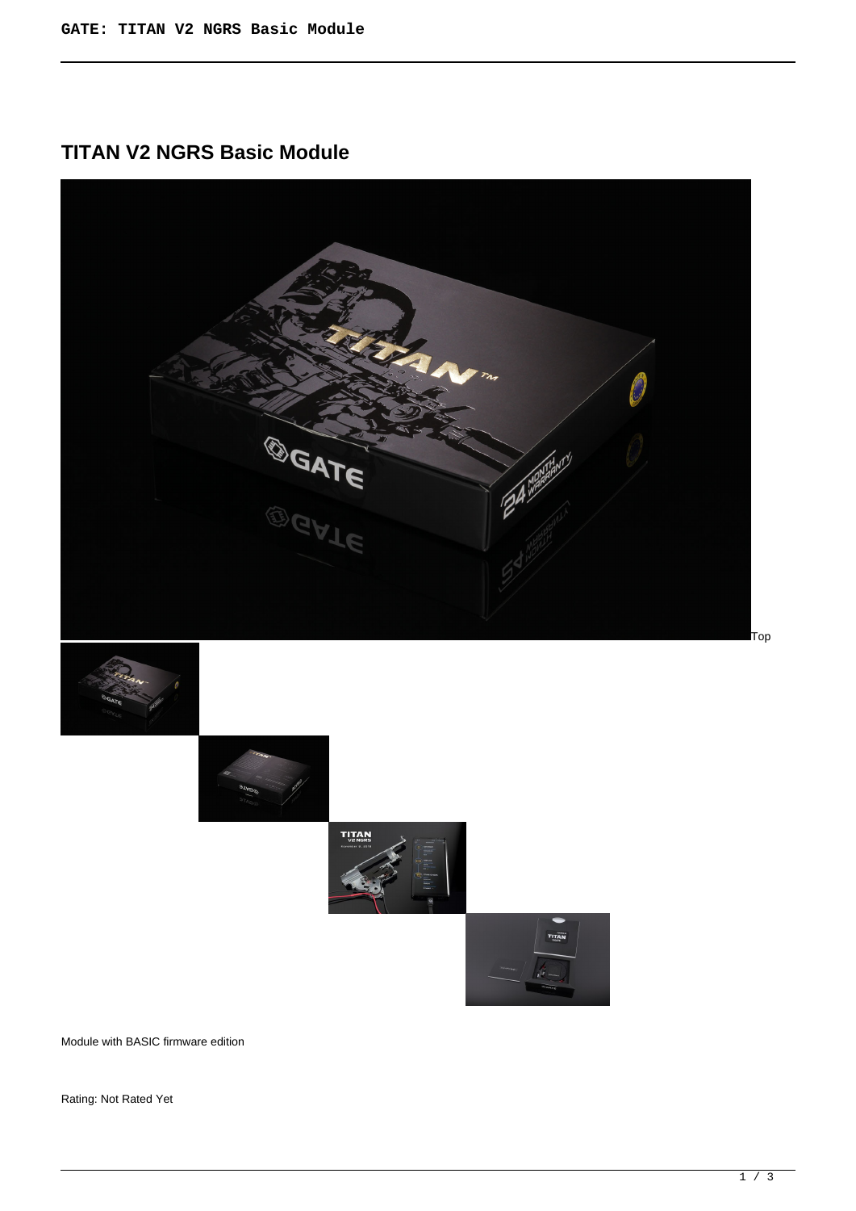# TITAN V2 NGRS Basic Module

Top

Module with BASIC firmware edition

Rating: Not Rated Yet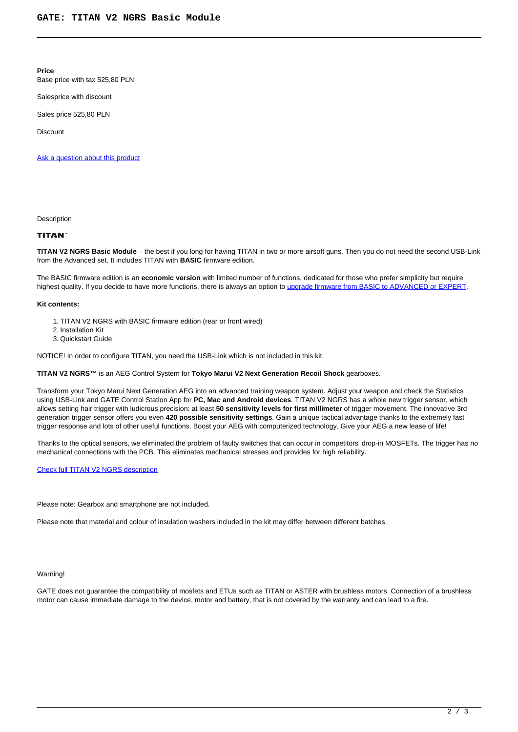**Price**

Base price with tax 525,80 PLN

Salesprice with discount

Sales price 525,80 PLN

Discount

[Ask a question about this product]

Description

**TITAN™**

**TITAN V2 NGRS Basic Module** – the best if you long for having TITAN in two or more airsoft guns. Then you do not need the second USB-Link from the Advanced set. It includes TITAN with **BASIC** firmware edition.

The BASIC firmware edition is an **economic version** with limited number of functions, dedicated for those who prefer simplicity but require highest quality. If you decide to have more functions, there is always an option to [upgrade firmware from BASIC to ADVANCED or EXPERT].

**Kit contents:**

1. TITAN V2 NGRS with BASIC firmware edition (rear or front wired)
2. Installation Kit
3. Quickstart Guide

NOTICE! In order to configure TITAN, you need the USB-Link which is not included in this kit.

**TITAN V2 NGRS™** is an AEG Control System for **Tokyo Marui V2 Next Generation Recoil Shock** gearboxes.

Transform your Tokyo Marui Next Generation AEG into an advanced training weapon system. Adjust your weapon and check the Statistics using USB-Link and GATE Control Station App for **PC, Mac and Android devices**. TITAN V2 NGRS has a whole new trigger sensor, which allows setting hair trigger with ludicrous precision: at least **50 sensitivity levels for first millimeter** of trigger movement. The innovative 3rd generation trigger sensor offers you even **420 possible sensitivity settings**. Gain a unique tactical advantage thanks to the extremely fast trigger response and lots of other useful functions. Boost your AEG with computerized technology. Give your AEG a new lease of life!

Thanks to the optical sensors, we eliminated the problem of faulty switches that can occur in competitors' drop-in MOSFETs. The trigger has no mechanical connections with the PCB. This eliminates mechanical stresses and provides for high reliability.

[Check full TITAN V2 NGRS description]

Please note: Gearbox and smartphone are not included.

Please note that material and colour of insulation washers included in the kit may differ between different batches.

Warning!

GATE does not guarantee the compatibility of mosfets and ETUs such as TITAN or ASTER with brushless motors. Connection of a brushless motor can cause immediate damage to the device, motor and battery, that is not covered by the warranty and can lead to a fire.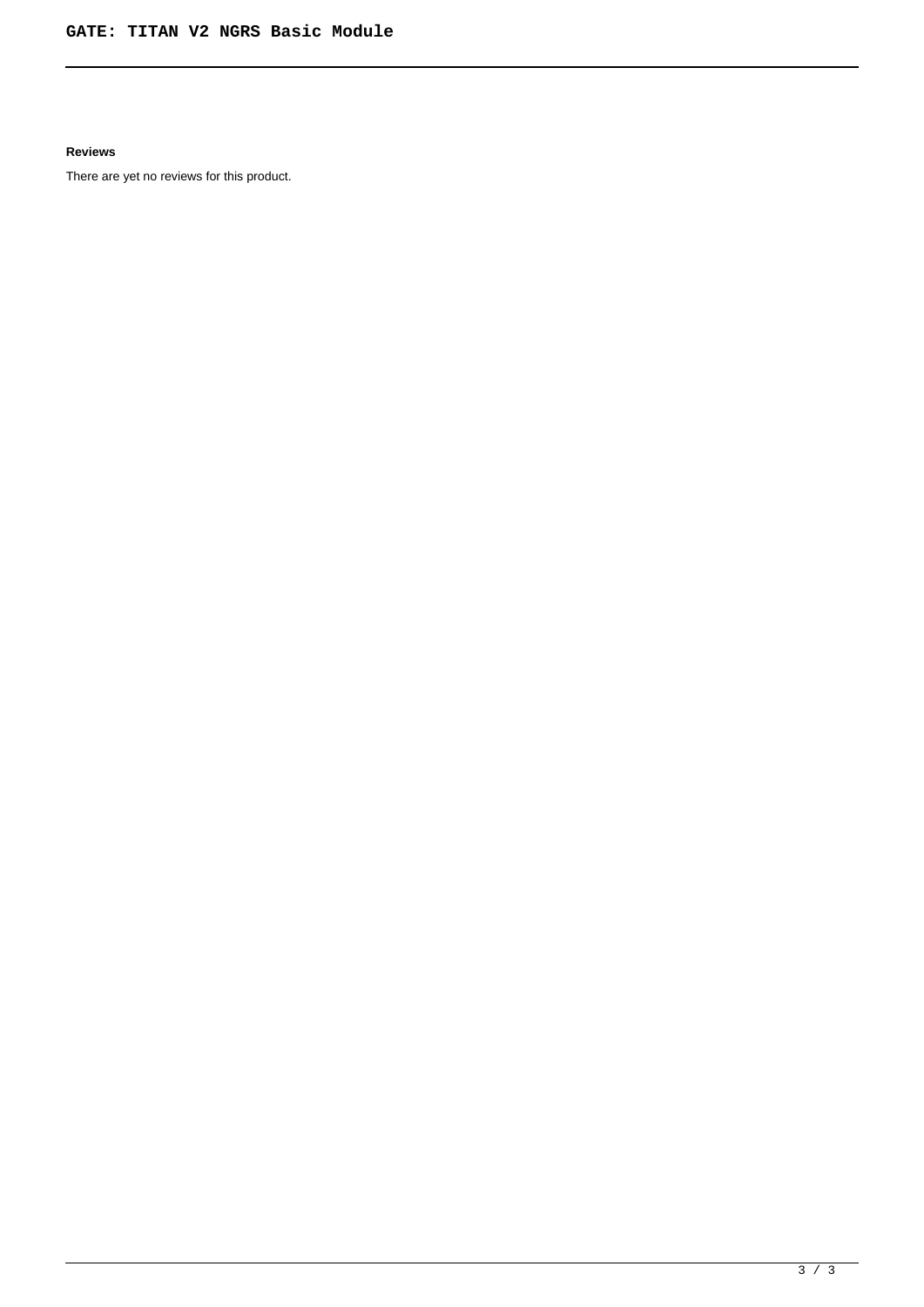**Reviews**

There are yet no reviews for this product.